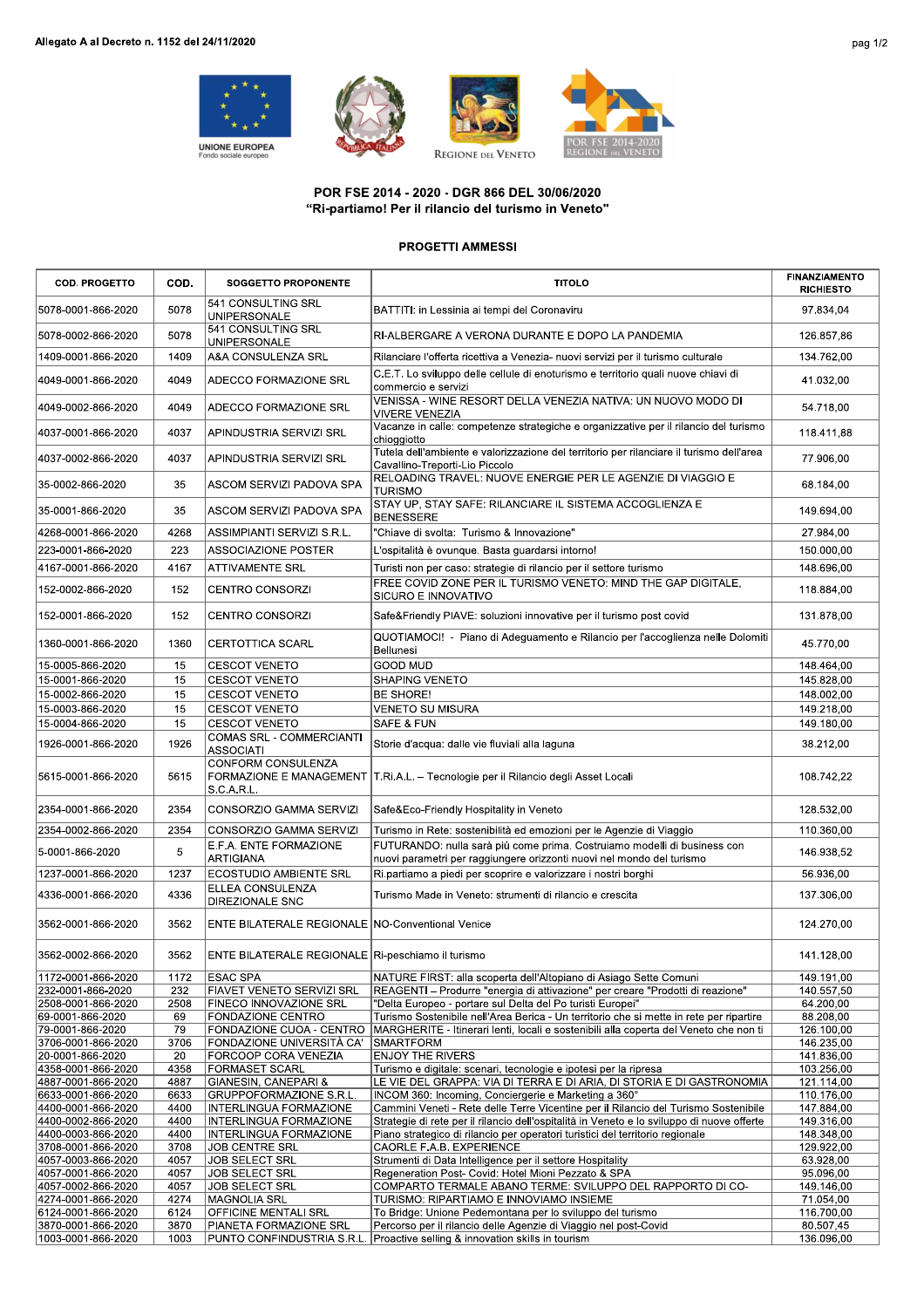Allegato A al Decreto n. 1152 del 24/11/2020

UNIONE EUROPEA
Fondo sociale europeo

REGIONE DEL VENETO

POR FSE 2014-2020 REGIONE DEL VENETO

## POR FSE 2014 - 2020 - DGR 866 DEL 30/06/2020
## "Ri-partiamo! Per il rilancio del turismo in Veneto"

### PROGETTI AMMESSI

| COD. PROGETTO | COD. | SOGGETTO PROPONENTE | TITOLO | FINANZIAMENTO RICHIESTO |
|---|---|---|---|---|
| 5078-0001-866-2020 | 5078 | 541 CONSULTING SRL UNIPERSONALE | BATTITI: in Lessinia ai tempi del Coronaviru | 97.834,04 |
| 5078-0002-866-2020 | 5078 | 541 CONSULTING SRL UNIPERSONALE | RI-ALBERGARE A VERONA DURANTE E DOPO LA PANDEMIA | 126.857,86 |
| 1409-0001-866-2020 | 1409 | A&A CONSULENZA SRL | Rilanciare l'offerta ricettiva a Venezia- nuovi servizi per il turismo culturale | 134.762,00 |
| 4049-0001-866-2020 | 4049 | ADECCO FORMAZIONE SRL | C.E.T. Lo sviluppo delle cellule di enoturismo e territorio quali nuove chiavi di commercio e servizi | 41.032,00 |
| 4049-0002-866-2020 | 4049 | ADECCO FORMAZIONE SRL | VENISSA - WINE RESORT DELLA VENEZIA NATIVA: UN NUOVO MODO DI VIVERE VENEZIA | 54.718,00 |
| 4037-0001-866-2020 | 4037 | APINDUSTRIA SERVIZI SRL | Vacanze in calle: competenze strategiche e organizzative per il rilancio del turismo chioggiotto | 118.411,88 |
| 4037-0002-866-2020 | 4037 | APINDUSTRIA SERVIZI SRL | Tutela dell'ambiente e valorizzazione del territorio per rilanciare il turismo dell'area Cavallino-Treporti-Lio Piccolo | 77.906,00 |
| 35-0002-866-2020 | 35 | ASCOM SERVIZI PADOVA SPA | RELOADING TRAVEL: NUOVE ENERGIE PER LE AGENZIE DI VIAGGIO E TURISMO | 68.184,00 |
| 35-0001-866-2020 | 35 | ASCOM SERVIZI PADOVA SPA | STAY UP, STAY SAFE: RILANCIARE IL SISTEMA ACCOGLIENZA E BENESSERE | 149.694,00 |
| 4268-0001-866-2020 | 4268 | ASSIMPIANTI SERVIZI S.R.L. | "Chiave di svolta: Turismo & Innovazione" | 27.984,00 |
| 223-0001-866-2020 | 223 | ASSOCIAZIONE POSTER | L'ospitalità è ovunque. Basta guardarsi intorno! | 150.000,00 |
| 4167-0001-866-2020 | 4167 | ATTIVAMENTE SRL | Turisti non per caso: strategie di rilancio per il settore turismo | 148.696,00 |
| 152-0002-866-2020 | 152 | CENTRO CONSORZI | FREE COVID ZONE PER IL TURISMO VENETO: MIND THE GAP DIGITALE, SICURO E INNOVATIVO | 118.884,00 |
| 152-0001-866-2020 | 152 | CENTRO CONSORZI | Safe&Friendly PIAVE: soluzioni innovative per il turismo post covid | 131.878,00 |
| 1360-0001-866-2020 | 1360 | CERTOTTICA SCARL | QUOTIAMOCI! - Piano di Adeguamento e Rilancio per l'accoglienza nelle Dolomiti Bellunesi | 45.770,00 |
| 15-0005-866-2020 | 15 | CESCOT VENETO | GOOD MUD | 148.464,00 |
| 15-0001-866-2020 | 15 | CESCOT VENETO | SHAPING VENETO | 145.828,00 |
| 15-0002-866-2020 | 15 | CESCOT VENETO | BE SHORE! | 148.002,00 |
| 15-0003-866-2020 | 15 | CESCOT VENETO | VENETO SU MISURA | 149.218,00 |
| 15-0004-866-2020 | 15 | CESCOT VENETO | SAFE & FUN | 149.180,00 |
| 1926-0001-866-2020 | 1926 | COMAS SRL - COMMERCIANTI ASSOCIATI | Storie d'acqua: dalle vie fluviali alla laguna | 38.212,00 |
| 5615-0001-866-2020 | 5615 | CONFORM CONSULENZA FORMAZIONE E MANAGEMENT S.C.A.R.L. | T.Ri.A.L. – Tecnologie per il Rilancio degli Asset Locali | 108.742,22 |
| 2354-0001-866-2020 | 2354 | CONSORZIO GAMMA SERVIZI | Safe&Eco-Friendly Hospitality in Veneto | 128.532,00 |
| 2354-0002-866-2020 | 2354 | CONSORZIO GAMMA SERVIZI | Turismo in Rete: sostenibilità ed emozioni per le Agenzie di Viaggio | 110.360,00 |
| 5-0001-866-2020 | 5 | E.F.A. ENTE FORMAZIONE ARTIGIANA | FUTURANDO: nulla sarà più come prima. Costruiamo modelli di business con nuovi parametri per raggiungere orizzonti nuovi nel mondo del turismo | 146.938,52 |
| 1237-0001-866-2020 | 1237 | ECOSTUDIO AMBIENTE SRL | Ri.partiamo a piedi per scoprire e valorizzare i nostri borghi | 56.936,00 |
| 4336-0001-866-2020 | 4336 | ELLEA CONSULENZA DIREZIONALE SNC | Turismo Made in Veneto: strumenti di rilancio e crescita | 137.306,00 |
| 3562-0001-866-2020 | 3562 | ENTE BILATERALE REGIONALE | NO-Conventional Venice | 124.270,00 |
| 3562-0002-866-2020 | 3562 | ENTE BILATERALE REGIONALE | Ri-peschiamo il turismo | 141.128,00 |
| 1172-0001-866-2020 | 1172 | ESAC SPA | NATURE FIRST: alla scoperta dell'Altopiano di Asiago Sette Comuni | 149.191,00 |
| 232-0001-866-2020 | 232 | FIAVET VENETO SERVIZI SRL | REAGENTI – Produrre "energia di attivazione" per creare "Prodotti di reazione" | 140.557,50 |
| 2508-0001-866-2020 | 2508 | FINECO INNOVAZIONE SRL | "Delta Europeo - portare sul Delta del Po turisti Europei" | 64.200,00 |
| 69-0001-866-2020 | 69 | FONDAZIONE CENTRO | Turismo Sostenibile nell'Area Berica - Un territorio che si mette in rete per ripartire | 88.208,00 |
| 79-0001-866-2020 | 79 | FONDAZIONE CUOA - CENTRO | MARGHERITE - Itinerari lenti, locali e sostenibili alla coperta del Veneto che non ti | 126.100,00 |
| 3706-0001-866-2020 | 3706 | FONDAZIONE UNIVERSITÀ CA' | SMARTFORM | 146.235,00 |
| 20-0001-866-2020 | 20 | FORCOOP CORA VENEZIA | ENJOY THE RIVERS | 141.836,00 |
| 4358-0001-866-2020 | 4358 | FORMASET SCARL | Turismo e digitale: scenari, tecnologie e ipotesi per la ripresa | 103.256,00 |
| 4887-0001-866-2020 | 4887 | GIANESIN, CANEPARI & | LE VIE DEL GRAPPA: VIA DI TERRA E DI ARIA, DI STORIA E DI GASTRONOMIA | 121.114,00 |
| 6633-0001-866-2020 | 6633 | GRUPPOFORMAZIONE S.R.L. | INCOM 360: Incoming, Conciergerie e Marketing a 360° | 110.176,00 |
| 4400-0001-866-2020 | 4400 | INTERLINGUA FORMAZIONE | Cammini Veneti - Rete delle Terre Vicentine per il Rilancio del Turismo Sostenibile | 147.884,00 |
| 4400-0002-866-2020 | 4400 | INTERLINGUA FORMAZIONE | Strategie di rete per il rilancio dell'ospitalità in Veneto e lo sviluppo di nuove offerte | 149.316,00 |
| 4400-0003-866-2020 | 4400 | INTERLINGUA FORMAZIONE | Piano strategico di rilancio per operatori turistici del territorio regionale | 148.348,00 |
| 3708-0001-866-2020 | 3708 | JOB CENTRE SRL | CAORLE F.A.B. EXPERIENCE | 129.922,00 |
| 4057-0003-866-2020 | 4057 | JOB SELECT SRL | Strumenti di Data Intelligence per il settore Hospitality | 63.928,00 |
| 4057-0001-866-2020 | 4057 | JOB SELECT SRL | Regeneration Post- Covid: Hotel Mioni Pezzato & SPA | 95.096,00 |
| 4057-0002-866-2020 | 4057 | JOB SELECT SRL | COMPARTO TERMALE ABANO TERME: SVILUPPO DEL RAPPORTO DI CO- | 149.146,00 |
| 4274-0001-866-2020 | 4274 | MAGNOLIA SRL | TURISMO: RIPARTIAMO E INNOVIAMO INSIEME | 71.054,00 |
| 6124-0001-866-2020 | 6124 | OFFICINE MENTALI SRL | To Bridge: Unione Pedemontana per lo sviluppo del turismo | 116.700,00 |
| 3870-0001-866-2020 | 3870 | PIANETA FORMAZIONE SRL | Percorso per il rilancio delle Agenzie di Viaggio nel post-Covid | 80.507,45 |
| 1003-0001-866-2020 | 1003 | PUNTO CONFINDUSTRIA S.R.L. | Proactive selling & innovation skills in tourism | 136.096,00 |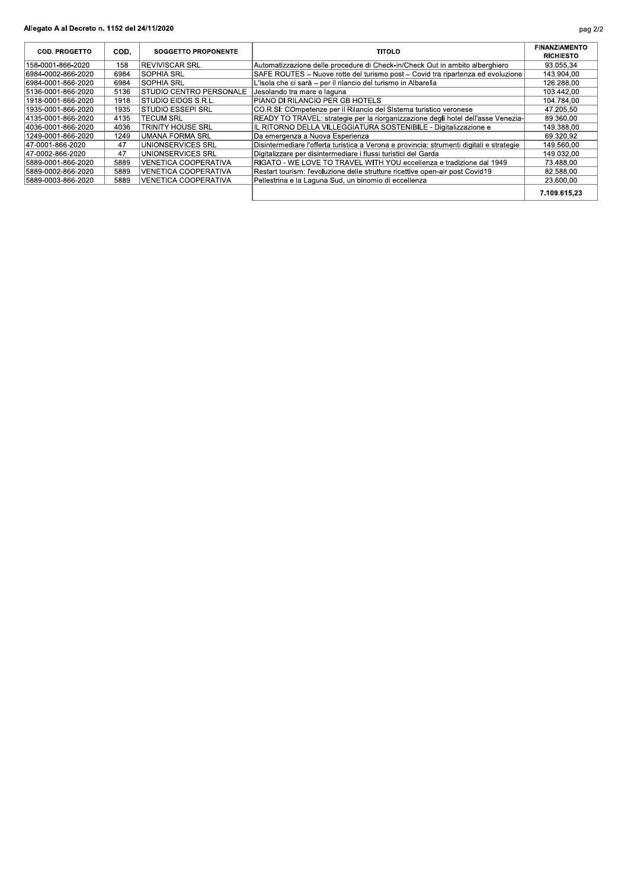Allegato A al Decreto n. 1152 del 24/11/2020

| COD. PROGETTO | COD. | SOGGETTO PROPONENTE | TITOLO | FINANZIAMENTO RICHIESTO |
|---|---|---|---|---|
| 158-0001-866-2020 | 158 | REVIVISCAR SRL | Automatizzazione delle procedure di Check-in/Check Out in ambito alberghiero | 93.055,34 |
| 6984-0002-866-2020 | 6984 | SOPHIA SRL | SAFE ROUTES – Nuove rotte del turismo post – Covid tra ripartenza ed evoluzione | 143.904,00 |
| 6984-0001-866-2020 | 6984 | SOPHIA SRL | L'Isola che ci sarà – per il rilancio del turismo in Albarella | 126.288,00 |
| 5136-0001-866-2020 | 5136 | STUDIO CENTRO PERSONALE | Jesolando tra mare e laguna | 103.442,00 |
| 1918-0001-866-2020 | 1918 | STUDIO EIDOS S.R.L. | PIANO DI RILANCIO PER GB HOTELS | 104.784,00 |
| 1935-0001-866-2020 | 1935 | STUDIO ESSEPI SRL | CO.R.SI: COmpetenze per il Rilancio del SIstema turistico veronese | 47.205,50 |
| 4135-0001-866-2020 | 4135 | TECUM SRL | READY TO TRAVEL: strategie per la riorganizzazione degli hotel dell'asse Venezia- | 89.360,00 |
| 4036-0001-866-2020 | 4036 | TRINITY HOUSE SRL | IL RITORNO DELLA VILLEGGIATURA SOSTENIBILE - Digitalizzazione e | 149.388,00 |
| 1249-0001-866-2020 | 1249 | UMANA FORMA SRL | Da emergenza a Nuova Esperienza | 69.320,92 |
| 47-0001-866-2020 | 47 | UNIONSERVICES SRL | Disintermediare l'offerta turistica a Verona e provincia: strumenti digitali e strategie | 149.560,00 |
| 47-0002-866-2020 | 47 | UNIONSERVICES SRL | Digitalizzare per disintermediare i flussi turistici del Garda | 149.032,00 |
| 5889-0001-866-2020 | 5889 | VENETICA COOPERATIVA | RIGATO - WE LOVE TO TRAVEL WITH YOU eccellenza e tradizione dal 1949 | 73.488,00 |
| 5889-0002-866-2020 | 5889 | VENETICA COOPERATIVA | Restart tourism: l'evoluzione delle strutture ricettive open-air post Covid19 | 82.588,00 |
| 5889-0003-866-2020 | 5889 | VENETICA COOPERATIVA | Pellestrina e la Laguna Sud, un binomio di eccellenza | 23.600,00 |
| | | | | **7.109.615,23** |